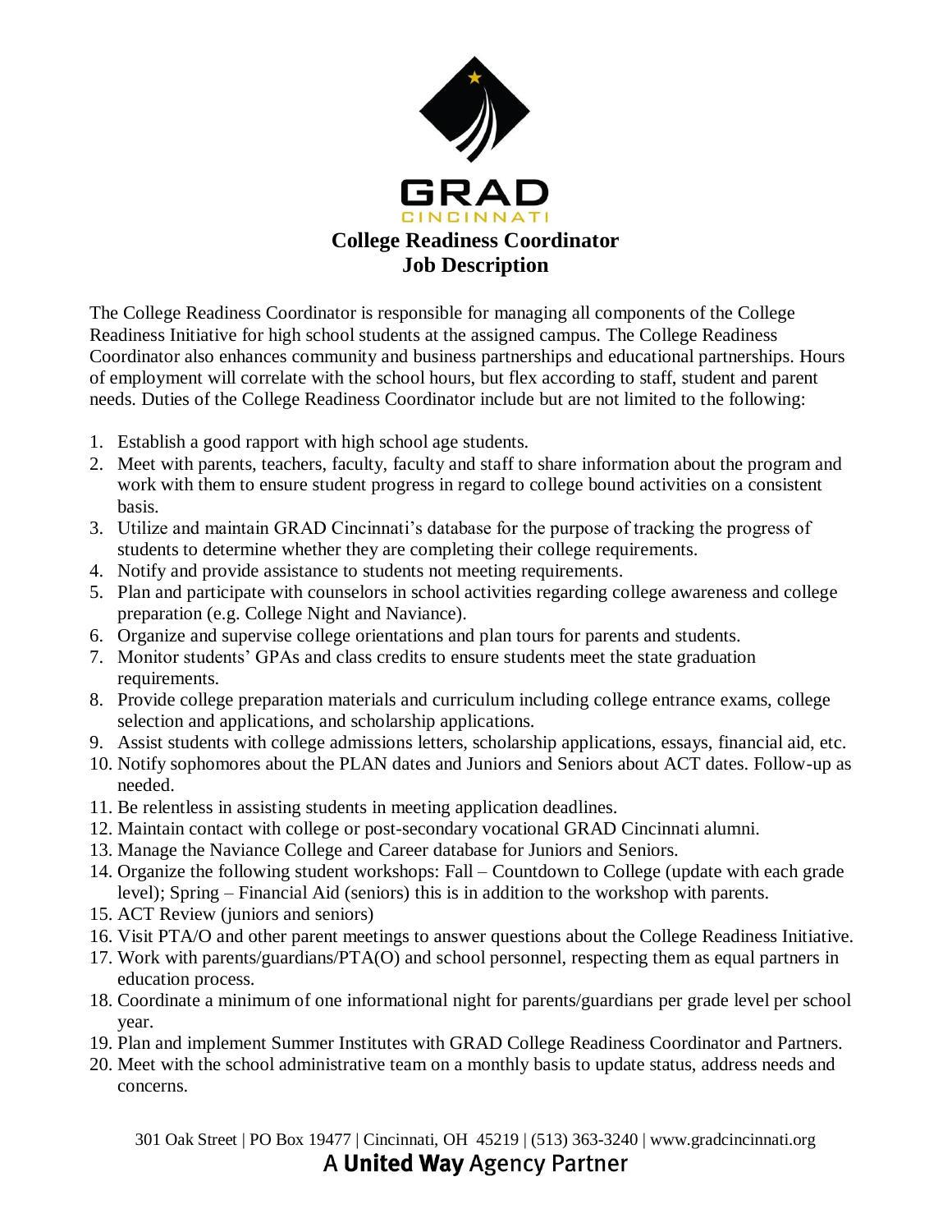GRAD

CINCINNATI

# College Readiness Coordinator
# Job Description

The College Readiness Coordinator is responsible for managing all components of the College Readiness Initiative for high school students at the assigned campus. The College Readiness Coordinator also enhances community and business partnerships and educational partnerships. Hours of employment will correlate with the school hours, but flex according to staff, student and parent needs. Duties of the College Readiness Coordinator include but are not limited to the following:

1. Establish a good rapport with high school age students.
2. Meet with parents, teachers, faculty, faculty and staff to share information about the program and work with them to ensure student progress in regard to college bound activities on a consistent basis.
3. Utilize and maintain GRAD Cincinnati's database for the purpose of tracking the progress of students to determine whether they are completing their college requirements.
4. Notify and provide assistance to students not meeting requirements.
5. Plan and participate with counselors in school activities regarding college awareness and college preparation (e.g. College Night and Naviance).
6. Organize and supervise college orientations and plan tours for parents and students.
7. Monitor students' GPAs and class credits to ensure students meet the state graduation requirements.
8. Provide college preparation materials and curriculum including college entrance exams, college selection and applications, and scholarship applications.
9. Assist students with college admissions letters, scholarship applications, essays, financial aid, etc.
10. Notify sophomores about the PLAN dates and Juniors and Seniors about ACT dates. Follow-up as needed.
11. Be relentless in assisting students in meeting application deadlines.
12. Maintain contact with college or post-secondary vocational GRAD Cincinnati alumni.
13. Manage the Naviance College and Career database for Juniors and Seniors.
14. Organize the following student workshops: Fall – Countdown to College (update with each grade level); Spring – Financial Aid (seniors) this is in addition to the workshop with parents.
15. ACT Review (juniors and seniors)
16. Visit PTA/O and other parent meetings to answer questions about the College Readiness Initiative.
17. Work with parents/guardians/PTA(O) and school personnel, respecting them as equal partners in education process.
18. Coordinate a minimum of one informational night for parents/guardians per grade level per school year.
19. Plan and implement Summer Institutes with GRAD College Readiness Coordinator and Partners.
20. Meet with the school administrative team on a monthly basis to update status, address needs and concerns.

301 Oak Street | PO Box 19477 | Cincinnati, OH 45219 | (513) 363-3240 | www.gradcincinnati.org

A **United Way** Agency Partner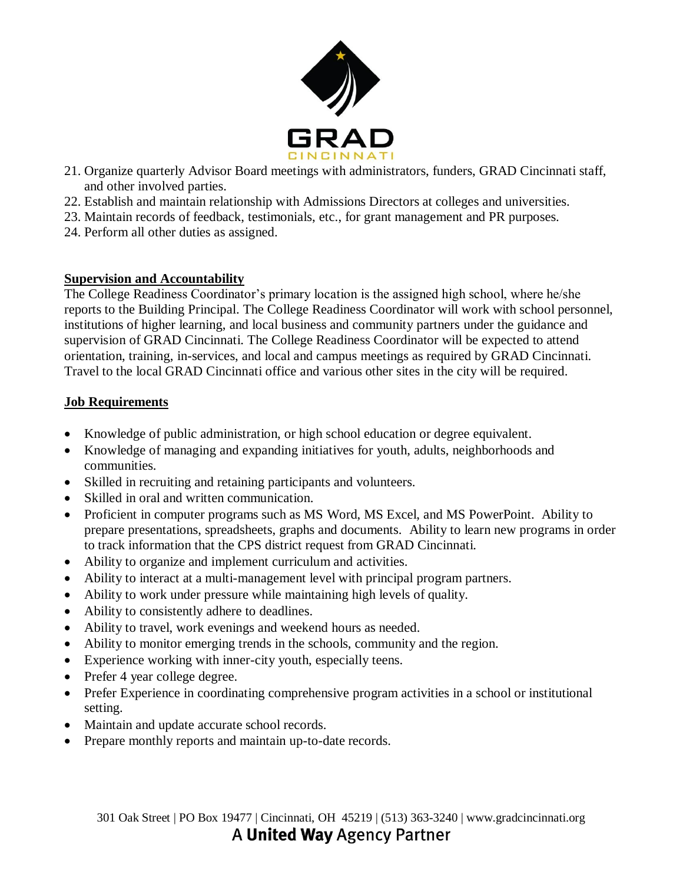21. Organize quarterly Advisor Board meetings with administrators, funders, GRAD Cincinnati staff, and other involved parties.
22. Establish and maintain relationship with Admissions Directors at colleges and universities.
23. Maintain records of feedback, testimonials, etc., for grant management and PR purposes.
24. Perform all other duties as assigned.

**Supervision and Accountability**

The College Readiness Coordinator's primary location is the assigned high school, where he/she reports to the Building Principal. The College Readiness Coordinator will work with school personnel, institutions of higher learning, and local business and community partners under the guidance and supervision of GRAD Cincinnati. The College Readiness Coordinator will be expected to attend orientation, training, in-services, and local and campus meetings as required by GRAD Cincinnati. Travel to the local GRAD Cincinnati office and various other sites in the city will be required.

**Job Requirements**

- Knowledge of public administration, or high school education or degree equivalent.
- Knowledge of managing and expanding initiatives for youth, adults, neighborhoods and communities.
- Skilled in recruiting and retaining participants and volunteers.
- Skilled in oral and written communication.
- Proficient in computer programs such as MS Word, MS Excel, and MS PowerPoint. Ability to prepare presentations, spreadsheets, graphs and documents. Ability to learn new programs in order to track information that the CPS district request from GRAD Cincinnati.
- Ability to organize and implement curriculum and activities.
- Ability to interact at a multi-management level with principal program partners.
- Ability to work under pressure while maintaining high levels of quality.
- Ability to consistently adhere to deadlines.
- Ability to travel, work evenings and weekend hours as needed.
- Ability to monitor emerging trends in the schools, community and the region.
- Experience working with inner-city youth, especially teens.
- Prefer 4 year college degree.
- Prefer Experience in coordinating comprehensive program activities in a school or institutional setting.
- Maintain and update accurate school records.
- Prepare monthly reports and maintain up-to-date records.